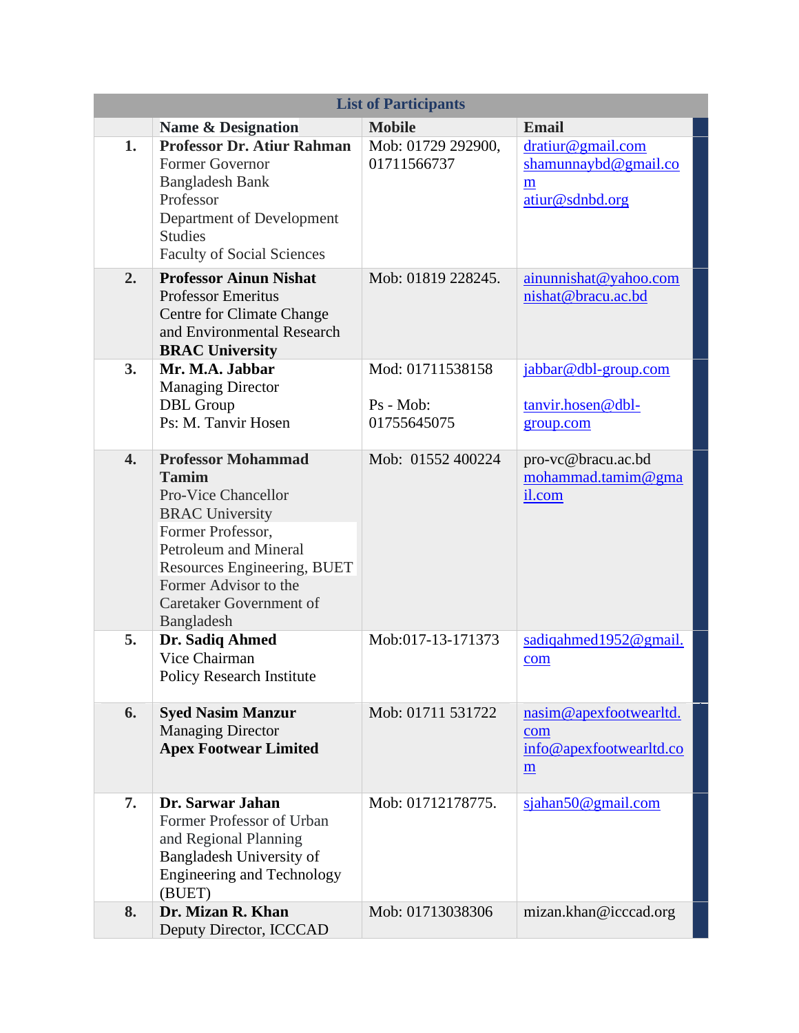| List of Participants | | | |
|---|---|---|---|
| | **Name & Designation** | **Mobile** | **Email** |
| **1.** | **Professor Dr. Atiur Rahman**<br>Former Governor<br>Bangladesh Bank<br>Professor<br>Department of Development Studies<br>Faculty of Social Sciences | Mob: 01729 292900, 01711566737 | dratiur@gmail.com<br>shamunnaybd@gmail.com<br>atiur@sdnbd.org |
| **2.** | **Professor Ainun Nishat**<br>Professor Emeritus<br>Centre for Climate Change and Environmental Research<br>**BRAC University** | Mob: 01819 228245. | ainunnishat@yahoo.com<br>nishat@bracu.ac.bd |
| **3.** | **Mr. M.A. Jabbar**<br>Managing Director<br>DBL Group<br>Ps: M. Tanvir Hosen | Mod: 01711538158<br><br>Ps - Mob: 01755645075 | jabbar@dbl-group.com<br><br>tanvir.hosen@dbl-group.com |
| **4.** | **Professor Mohammad Tamim**<br>Pro-Vice Chancellor<br>BRAC University<br>Former Professor,<br>Petroleum and Mineral Resources Engineering, BUET<br>Former Advisor to the Caretaker Government of Bangladesh | Mob: 01552 400224 | pro-vc@bracu.ac.bd<br>mohammad.tamim@gmail.com |
| **5.** | **Dr. Sadiq Ahmed**<br>Vice Chairman<br>Policy Research Institute | Mob:017-13-171373 | sadiqahmed1952@gmail.com |
| **6.** | **Syed Nasim Manzur**<br>Managing Director<br>**Apex Footwear Limited** | Mob: 01711 531722 | nasim@apexfootwearltd.com<br>info@apexfootwearltd.com |
| **7.** | **Dr. Sarwar Jahan**<br>Former Professor of Urban and Regional Planning<br>Bangladesh University of Engineering and Technology (BUET) | Mob: 01712178775. | sjahan50@gmail.com |
| **8.** | **Dr. Mizan R. Khan**<br>Deputy Director, ICCCAD | Mob: 01713038306 | mizan.khan@icccad.org |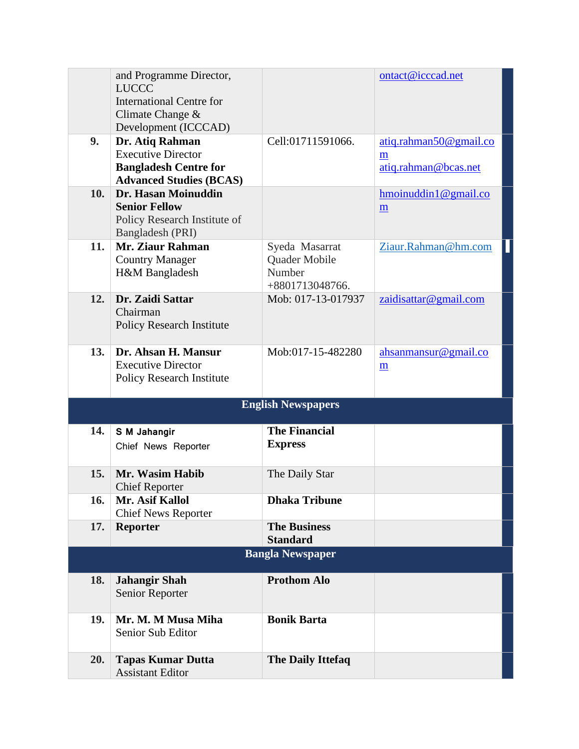| | | | |
|---|---|---|---|
| | and Programme Director, LUCCC International Centre for Climate Change & Development (ICCCAD) | | ontact@icccad.net |
| **9.** | **Dr. Atiq Rahman** Executive Director **Bangladesh Centre for Advanced Studies (BCAS)** | Cell:01711591066. | atiq.rahman50@gmail.com atiq.rahman@bcas.net |
| **10.** | **Dr. Hasan Moinuddin Senior Fellow** Policy Research Institute of Bangladesh (PRI) | | hmoinuddin1@gmail.com |
| **11.** | **Mr. Ziaur Rahman** Country Manager H&M Bangladesh | Syeda Masarrat Quader Mobile Number +8801713048766. | Ziaur.Rahman@hm.com |
| **12.** | **Dr. Zaidi Sattar** Chairman Policy Research Institute | Mob: 017-13-017937 | zaidisattar@gmail.com |
| **13.** | **Dr. Ahsan H. Mansur** Executive Director Policy Research Institute | Mob:017-15-482280 | ahsanmansur@gmail.com |
| | **English Newspapers** | | |
| **14.** | **S M Jahangir** Chief News Reporter | **The Financial Express** | |
| **15.** | **Mr. Wasim Habib** Chief Reporter | The Daily Star | |
| **16.** | **Mr. Asif Kallol** Chief News Reporter | **Dhaka Tribune** | |
| **17.** | **Reporter** | **The Business Standard** | |
| | **Bangla Newspaper** | | |
| **18.** | **Jahangir Shah** Senior Reporter | **Prothom Alo** | |
| **19.** | **Mr. M. M Musa Miha** Senior Sub Editor | **Bonik Barta** | |
| **20.** | **Tapas Kumar Dutta** Assistant Editor | **The Daily Ittefaq** | |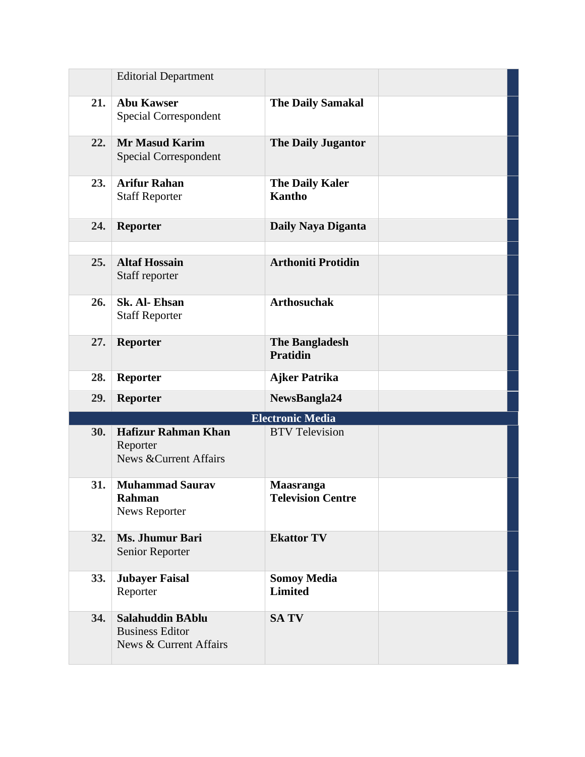| | | | |
|---|---|---|---|
| | Editorial Department | | |
| 21. | **Abu Kawser**<br>Special Correspondent | **The Daily Samakal** | |
| 22. | **Mr Masud Karim**<br>Special Correspondent | **The Daily Jugantor** | |
| 23. | **Arifur Rahan**<br>Staff Reporter | **The Daily Kaler Kantho** | |
| 24. | **Reporter** | **Daily Naya Diganta** | |
| | | | |
| 25. | **Altaf Hossain**<br>Staff reporter | **Arthoniti Protidin** | |
| 26. | **Sk. Al- Ehsan**<br>Staff Reporter | **Arthosuchak** | |
| 27. | **Reporter** | **The Bangladesh Pratidin** | |
| 28. | **Reporter** | **Ajker Patrika** | |
| 29. | **Reporter** | **NewsBangla24** | |
| | | **Electronic Media** | |
| 30. | **Hafizur Rahman Khan**<br>Reporter<br>News &Current Affairs | BTV Television | |
| 31. | **Muhammad Saurav Rahman**<br>News Reporter | **Maasranga Television Centre** | |
| 32. | **Ms. Jhumur Bari**<br>Senior Reporter | **Ekattor TV** | |
| 33. | **Jubayer Faisal**<br>Reporter | **Somoy Media Limited** | |
| 34. | **Salahuddin BAblu**<br>Business Editor<br>News & Current Affairs | **SA TV** | |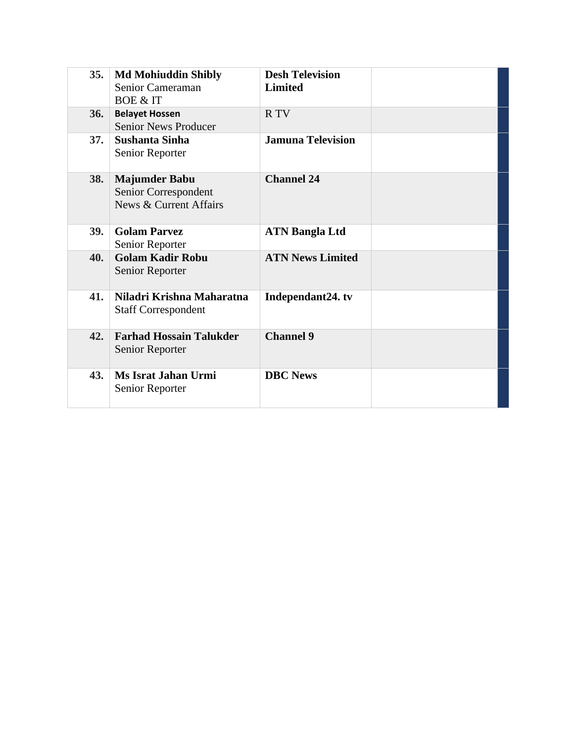| | | | |
|---|---|---|---|
| **35.** | **Md Mohiuddin Shibly**<br>Senior Cameraman<br>BOE & IT | **Desh Television Limited** | |
| **36.** | **Belayet Hossen**<br>Senior News Producer | R TV | |
| **37.** | **Sushanta Sinha**<br>Senior Reporter | **Jamuna Television** | |
| **38.** | **Majumder Babu**<br>Senior Correspondent<br>News & Current Affairs | **Channel 24** | |
| **39.** | **Golam Parvez**<br>Senior Reporter | **ATN Bangla Ltd** | |
| **40.** | **Golam Kadir Robu**<br>Senior Reporter | **ATN News Limited** | |
| **41.** | **Niladri Krishna Maharatna**<br>Staff Correspondent | **Independant24. tv** | |
| **42.** | **Farhad Hossain Talukder**<br>Senior Reporter | **Channel 9** | |
| **43.** | **Ms Israt Jahan Urmi**<br>Senior Reporter | **DBC News** | |